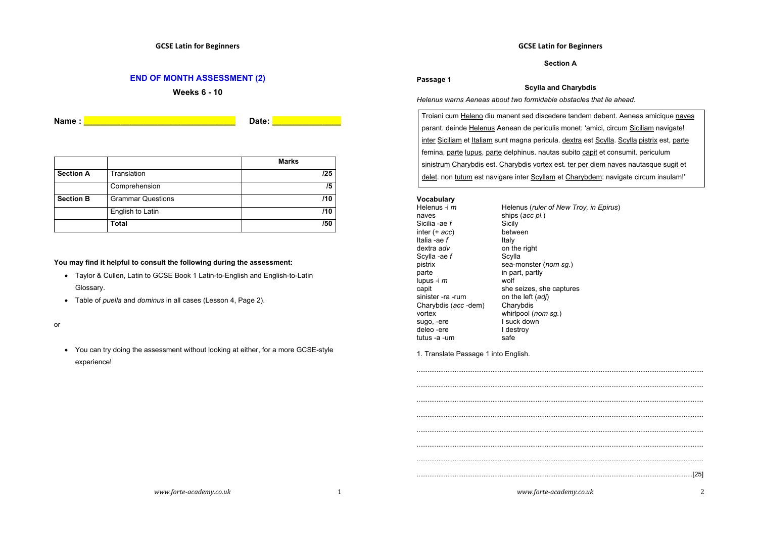## END OF MONTH ASSESSMENT (2)

**Weeks 6 - 10**

**Name :** ________________________________ **Date:** ______________

| | | Marks |
|---|---|---|
| **Section A** | Translation | **/25** |
| | Comprehension | **/5** |
| **Section B** | Grammar Questions | **/10** |
| | English to Latin | **/10** |
| | **Total** | **/50** |

**You may find it helpful to consult the following during the assessment:**

- Taylor & Cullen, Latin to GCSE Book 1 Latin-to-English and English-to-Latin Glossary.
- Table of *puella* and *dominus* in all cases (Lesson 4, Page 2).

or

- You can try doing the assessment without looking at either, for a more GCSE-style experience!

**Section A**

**Passage 1**

**Scylla and Charybdis**

*Helenus warns Aeneas about two formidable obstacles that lie ahead.*

Troiani cum Heleno diu manent sed discedere tandem debent. Aeneas amicique naves parant. deinde Helenus Aenean de periculis monet: 'amici, circum Siciliam navigate! inter Siciliam et Italiam sunt magna pericula. dextra est Scylla. Scylla pistrix est, parte femina, parte lupus, parte delphinus. nautas subito capit et consumit. periculum sinistrum Charybdis est. Charybdis vortex est. ter per diem naves nautasque sugit et delet. non tutum est navigare inter Scyllam et Charybdem: navigate circum insulam!'

**Vocabulary**

| | |
|---|---|
| Helenus -i *m* | Helenus (*ruler of New Troy, in Epirus*) |
| naves | ships (*acc pl.*) |
| Sicilia -ae *f* | Sicily |
| inter (+ *acc*) | between |
| Italia -ae *f* | Italy |
| dextra *adv* | on the right |
| Scylla -ae *f* | Scylla |
| pistrix | sea-monster (*nom sg.*) |
| parte | in part, partly |
| lupus -i *m* | wolf |
| capit | she seizes, she captures |
| sinister -ra -rum | on the left (*adj*) |
| Charybdis (*acc* -dem) | Charybdis |
| vortex | whirlpool (*nom sg.*) |
| sugo, -ere | I suck down |
| deleo -ere | I destroy |
| tutus -a -um | safe |

1. Translate Passage 1 into English.

.......................................................................................................................................

.......................................................................................................................................

.......................................................................................................................................

.......................................................................................................................................

.......................................................................................................................................

.......................................................................................................................................

.......................................................................................................................................

.......................................................................................................................................[25]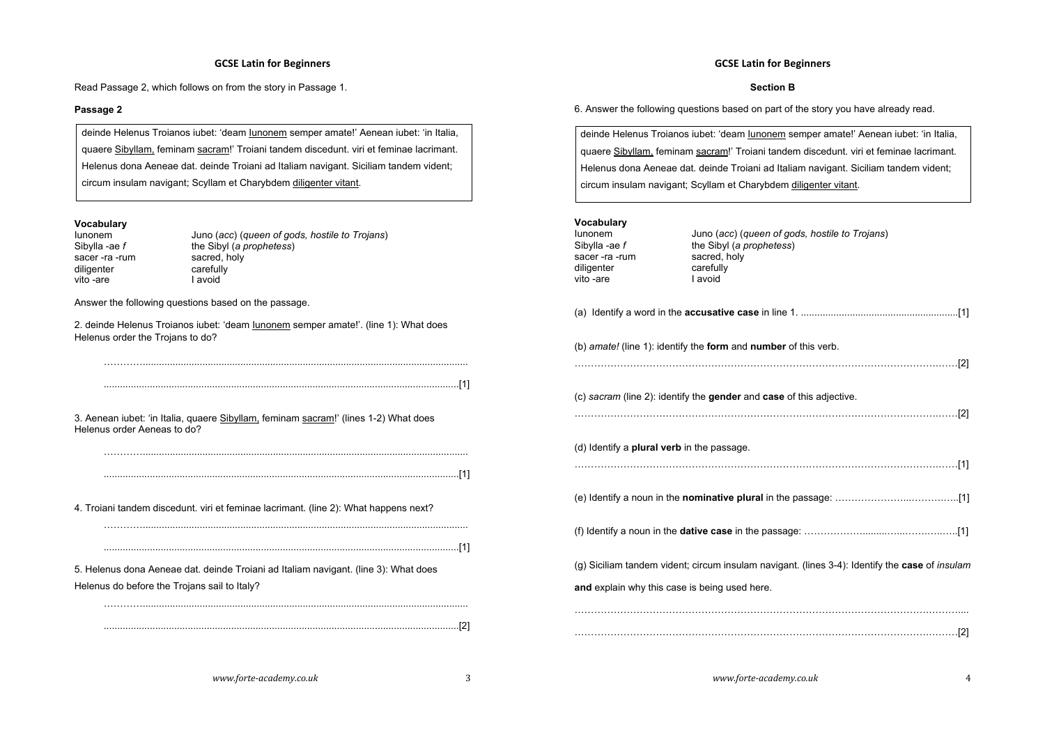## GCSE Latin for Beginners

Read Passage 2, which follows on from the story in Passage 1.

### Passage 2

> deinde Helenus Troianos iubet: 'deam Iunonem semper amate!' Aenean iubet: 'in Italia, quaere Sibyllam, feminam sacram!' Troiani tandem discedunt. viri et feminae lacrimant. Helenus dona Aeneae dat. deinde Troiani ad Italiam navigant. Siciliam tandem vident; circum insulam navigant; Scyllam et Charybdem diligenter vitant.

**Vocabulary**

| | |
|---|---|
| Iunonem | Juno (*acc*) (*queen of gods, hostile to Trojans*) |
| Sibylla -ae *f* | the Sibyl (*a prophetess*) |
| sacer -ra -rum | sacred, holy |
| diligenter | carefully |
| vito -are | I avoid |

Answer the following questions based on the passage.

2. deinde Helenus Troianos iubet: 'deam Iunonem semper amate!'. (line 1): What does Helenus order the Trojans to do?

..............................................................................................................................

..............................................................................................................................[1]

3. Aenean iubet: 'in Italia, quaere Sibyllam, feminam sacram!' (lines 1-2) What does Helenus order Aeneas to do?

..............................................................................................................................

..............................................................................................................................[1]

4. Troiani tandem discedunt. viri et feminae lacrimant. (line 2): What happens next?

..............................................................................................................................

..............................................................................................................................[1]

5. Helenus dona Aeneae dat. deinde Troiani ad Italiam navigant. (line 3): What does Helenus do before the Trojans sail to Italy?

..............................................................................................................................

..............................................................................................................................[2]

## GCSE Latin for Beginners

### Section B

6. Answer the following questions based on part of the story you have already read.

> deinde Helenus Troianos iubet: 'deam Iunonem semper amate!' Aenean iubet: 'in Italia, quaere Sibyllam, feminam sacram!' Troiani tandem discedunt. viri et feminae lacrimant. Helenus dona Aeneae dat. deinde Troiani ad Italiam navigant. Siciliam tandem vident; circum insulam navigant; Scyllam et Charybdem diligenter vitant.

**Vocabulary**

| | |
|---|---|
| Iunonem | Juno (*acc*) (*queen of gods, hostile to Trojans*) |
| Sibylla -ae *f* | the Sibyl (*a prophetess*) |
| sacer -ra -rum | sacred, holy |
| diligenter | carefully |
| vito -are | I avoid |

(a) Identify a word in the **accusative case** in line 1. ..............................................................[1]

(b) *amate!* (line 1): identify the **form** and **number** of this verb.

..............................................................................................................................[2]

(c) *sacram* (line 2): identify the **gender** and **case** of this adjective.

..............................................................................................................................[2]

(d) Identify a **plural verb** in the passage.

..............................................................................................................................[1]

(e) Identify a noun in the **nominative plural** in the passage: ..........................................[1]

(f) Identify a noun in the **dative case** in the passage: ..........................................[1]

(g) Siciliam tandem vident; circum insulam navigant. (lines 3-4): Identify the **case** of *insulam* **and** explain why this case is being used here.

..............................................................................................................................

..............................................................................................................................[2]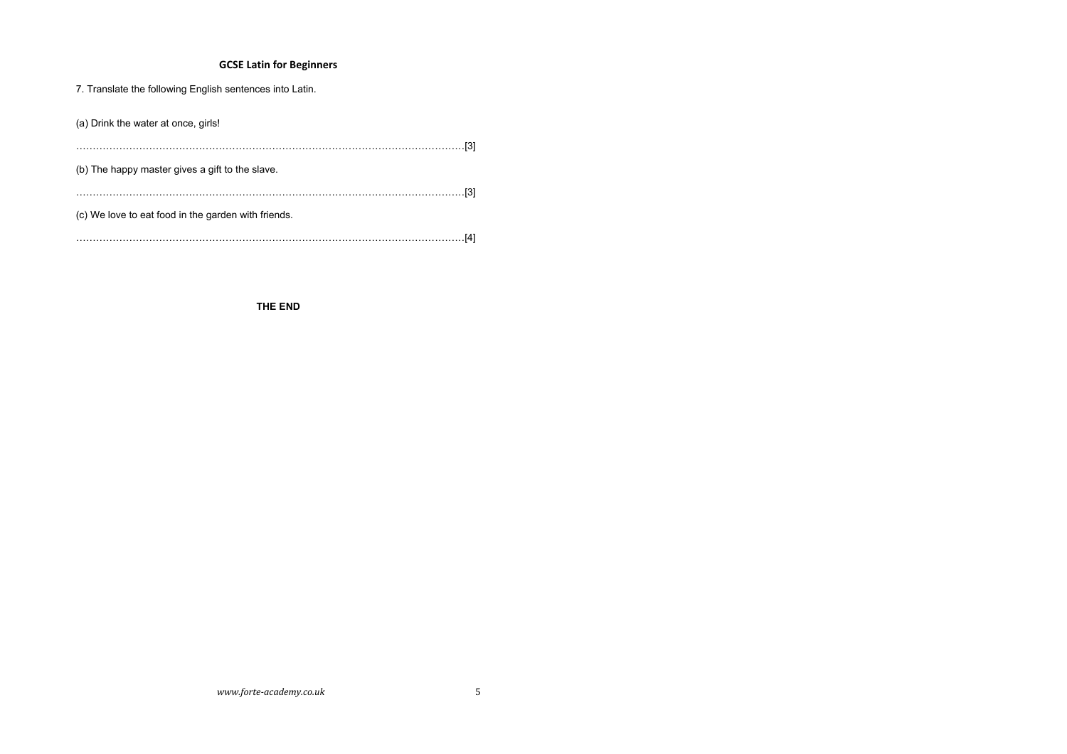**GCSE Latin for Beginners**

7. Translate the following English sentences into Latin.

(a) Drink the water at once, girls!

……………………………………………………………………………………………………[3]

(b) The happy master gives a gift to the slave.

……………………………………………………………………………………………………[3]

(c) We love to eat food in the garden with friends.

……………………………………………………………………………………………………[4]

**THE END**